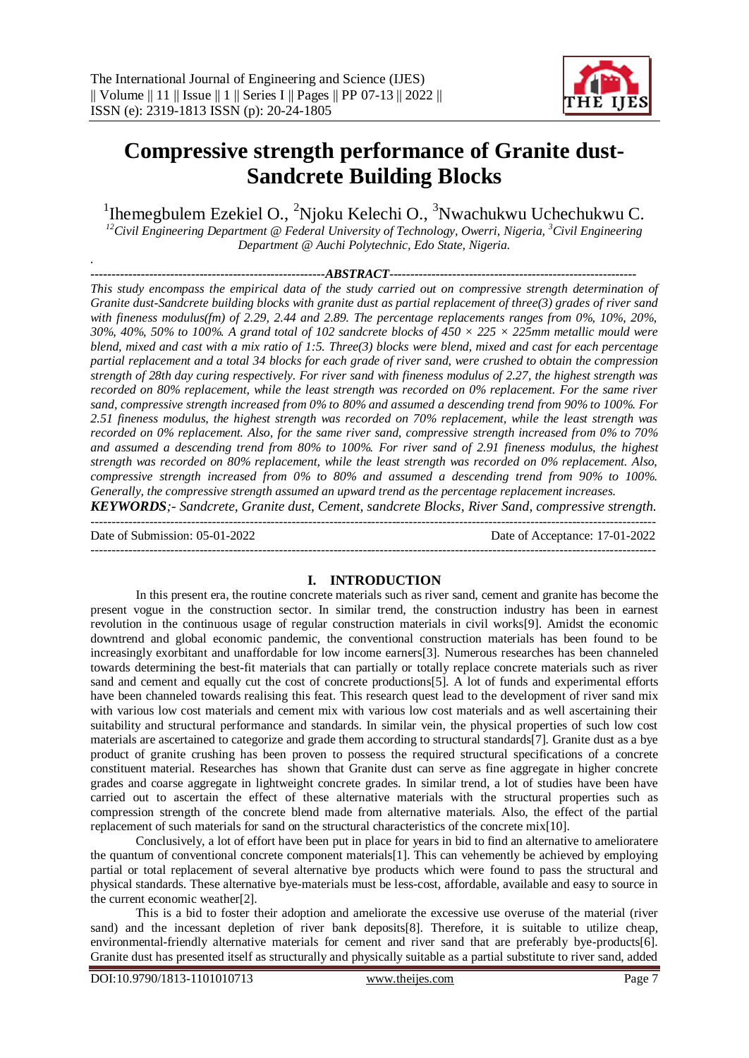# Compressive strength performance of Granite dust-Sandcrete Building Blocks

[1]Ihemegbulem Ezekiel O., [2]Njoku Kelechi O., [3]Nwachukwu Uchechukwu C.

*[12]Civil Engineering Department @ Federal University of Technology, Owerri, Nigeria, [3]Civil Engineering Department @ Auchi Polytechnic, Edo State, Nigeria.*

**ABSTRACT**

*This study encompass the empirical data of the study carried out on compressive strength determination of Granite dust-Sandcrete building blocks with granite dust as partial replacement of three(3) grades of river sand with fineness modulus(fm) of 2.29, 2.44 and 2.89. The percentage replacements ranges from 0%, 10%, 20%, 30%, 40%, 50% to 100%. A grand total of 102 sandcrete blocks of 450 × 225 × 225mm metallic mould were blend, mixed and cast with a mix ratio of 1:5. Three(3) blocks were blend, mixed and cast for each percentage partial replacement and a total 34 blocks for each grade of river sand, were crushed to obtain the compression strength of 28th day curing respectively. For river sand with fineness modulus of 2.27, the highest strength was recorded on 80% replacement, while the least strength was recorded on 0% replacement. For the same river sand, compressive strength increased from 0% to 80% and assumed a descending trend from 90% to 100%. For 2.51 fineness modulus, the highest strength was recorded on 70% replacement, while the least strength was recorded on 0% replacement. Also, for the same river sand, compressive strength increased from 0% to 70% and assumed a descending trend from 80% to 100%. For river sand of 2.91 fineness modulus, the highest strength was recorded on 80% replacement, while the least strength was recorded on 0% replacement. Also, compressive strength increased from 0% to 80% and assumed a descending trend from 90% to 100%. Generally, the compressive strength assumed an upward trend as the percentage replacement increases.*

***KEYWORDS**;- Sandcrete, Granite dust, Cement, sandcrete Blocks, River Sand, compressive strength.*

Date of Submission: 05-01-2022 Date of Acceptance: 17-01-2022

## I. INTRODUCTION

In this present era, the routine concrete materials such as river sand, cement and granite has become the present vogue in the construction sector. In similar trend, the construction industry has been in earnest revolution in the continuous usage of regular construction materials in civil works[9]. Amidst the economic downtrend and global economic pandemic, the conventional construction materials has been found to be increasingly exorbitant and unaffordable for low income earners[3]. Numerous researches has been channeled towards determining the best-fit materials that can partially or totally replace concrete materials such as river sand and cement and equally cut the cost of concrete productions[5]. A lot of funds and experimental efforts have been channeled towards realising this feat. This research quest lead to the development of river sand mix with various low cost materials and cement mix with various low cost materials and as well ascertaining their suitability and structural performance and standards. In similar vein, the physical properties of such low cost materials are ascertained to categorize and grade them according to structural standards[7]. Granite dust as a bye product of granite crushing has been proven to possess the required structural specifications of a concrete constituent material. Researches has shown that Granite dust can serve as fine aggregate in higher concrete grades and coarse aggregate in lightweight concrete grades. In similar trend, a lot of studies have been have carried out to ascertain the effect of these alternative materials with the structural properties such as compression strength of the concrete blend made from alternative materials. Also, the effect of the partial replacement of such materials for sand on the structural characteristics of the concrete mix[10].

Conclusively, a lot of effort have been put in place for years in bid to find an alternative to amelioratere the quantum of conventional concrete component materials[1]. This can vehemently be achieved by employing partial or total replacement of several alternative bye products which were found to pass the structural and physical standards. These alternative bye-materials must be less-cost, affordable, available and easy to source in the current economic weather[2].

This is a bid to foster their adoption and ameliorate the excessive use overuse of the material (river sand) and the incessant depletion of river bank deposits[8]. Therefore, it is suitable to utilize cheap, environmental-friendly alternative materials for cement and river sand that are preferably bye-products[6]. Granite dust has presented itself as structurally and physically suitable as a partial substitute to river sand, added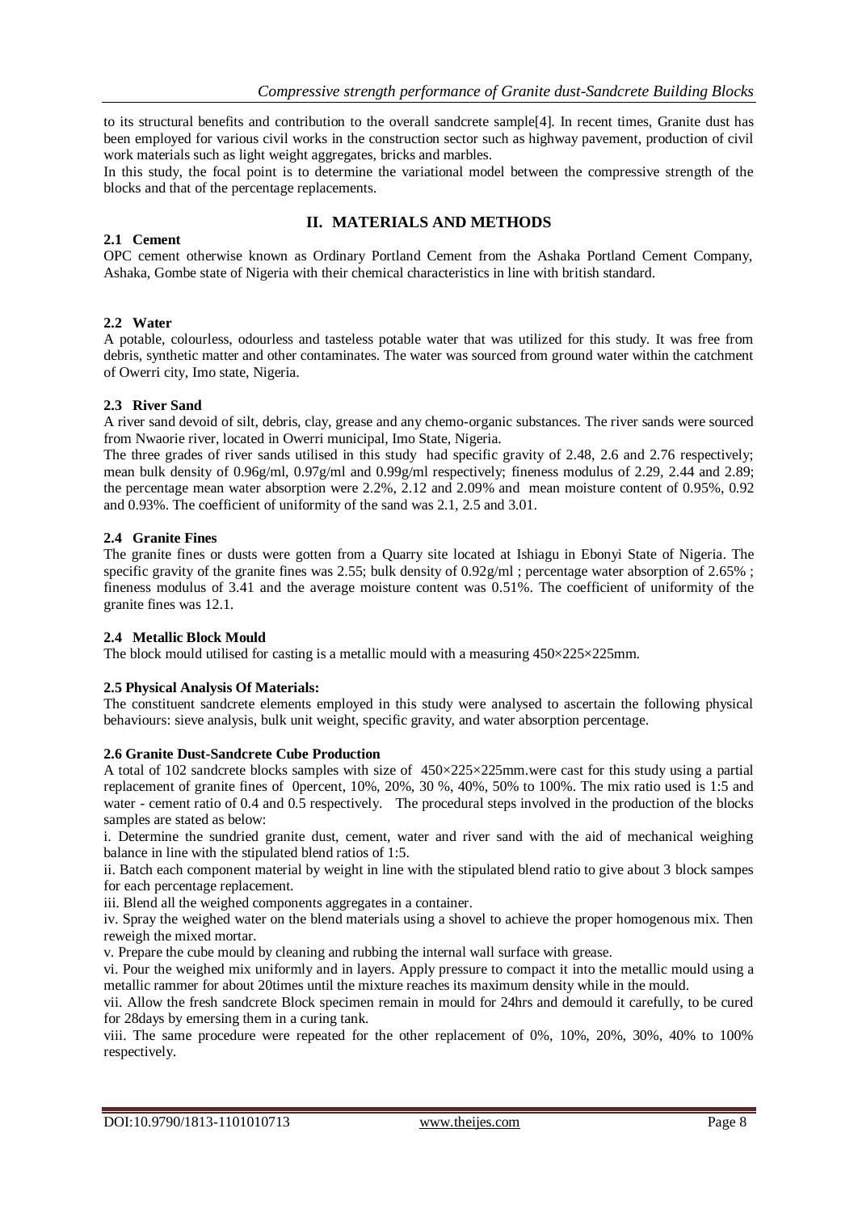to its structural benefits and contribution to the overall sandcrete sample[4]. In recent times, Granite dust has been employed for various civil works in the construction sector such as highway pavement, production of civil work materials such as light weight aggregates, bricks and marbles.

In this study, the focal point is to determine the variational model between the compressive strength of the blocks and that of the percentage replacements.

## II. MATERIALS AND METHODS

### 2.1 Cement

OPC cement otherwise known as Ordinary Portland Cement from the Ashaka Portland Cement Company, Ashaka, Gombe state of Nigeria with their chemical characteristics in line with british standard.

### 2.2 Water

A potable, colourless, odourless and tasteless potable water that was utilized for this study. It was free from debris, synthetic matter and other contaminates. The water was sourced from ground water within the catchment of Owerri city, Imo state, Nigeria.

### 2.3 River Sand

A river sand devoid of silt, debris, clay, grease and any chemo-organic substances. The river sands were sourced from Nwaorie river, located in Owerri municipal, Imo State, Nigeria.

The three grades of river sands utilised in this study had specific gravity of 2.48, 2.6 and 2.76 respectively; mean bulk density of 0.96g/ml, 0.97g/ml and 0.99g/ml respectively; fineness modulus of 2.29, 2.44 and 2.89; the percentage mean water absorption were 2.2%, 2.12 and 2.09% and mean moisture content of 0.95%, 0.92 and 0.93%. The coefficient of uniformity of the sand was 2.1, 2.5 and 3.01.

### 2.4 Granite Fines

The granite fines or dusts were gotten from a Quarry site located at Ishiagu in Ebonyi State of Nigeria. The specific gravity of the granite fines was 2.55; bulk density of 0.92g/ml ; percentage water absorption of 2.65% ; fineness modulus of 3.41 and the average moisture content was 0.51%. The coefficient of uniformity of the granite fines was 12.1.

### 2.4 Metallic Block Mould

The block mould utilised for casting is a metallic mould with a measuring 450×225×225mm.

### 2.5 Physical Analysis Of Materials:

The constituent sandcrete elements employed in this study were analysed to ascertain the following physical behaviours: sieve analysis, bulk unit weight, specific gravity, and water absorption percentage.

### 2.6 Granite Dust-Sandcrete Cube Production

A total of 102 sandcrete blocks samples with size of 450×225×225mm.were cast for this study using a partial replacement of granite fines of 0percent, 10%, 20%, 30 %, 40%, 50% to 100%. The mix ratio used is 1:5 and water - cement ratio of 0.4 and 0.5 respectively. The procedural steps involved in the production of the blocks samples are stated as below:

i. Determine the sundried granite dust, cement, water and river sand with the aid of mechanical weighing balance in line with the stipulated blend ratios of 1:5.

ii. Batch each component material by weight in line with the stipulated blend ratio to give about 3 block sampes for each percentage replacement.

iii. Blend all the weighed components aggregates in a container.

iv. Spray the weighed water on the blend materials using a shovel to achieve the proper homogenous mix. Then reweigh the mixed mortar.

v. Prepare the cube mould by cleaning and rubbing the internal wall surface with grease.

vi. Pour the weighed mix uniformly and in layers. Apply pressure to compact it into the metallic mould using a metallic rammer for about 20times until the mixture reaches its maximum density while in the mould.

vii. Allow the fresh sandcrete Block specimen remain in mould for 24hrs and demould it carefully, to be cured for 28days by emersing them in a curing tank.

viii. The same procedure were repeated for the other replacement of 0%, 10%, 20%, 30%, 40% to 100% respectively.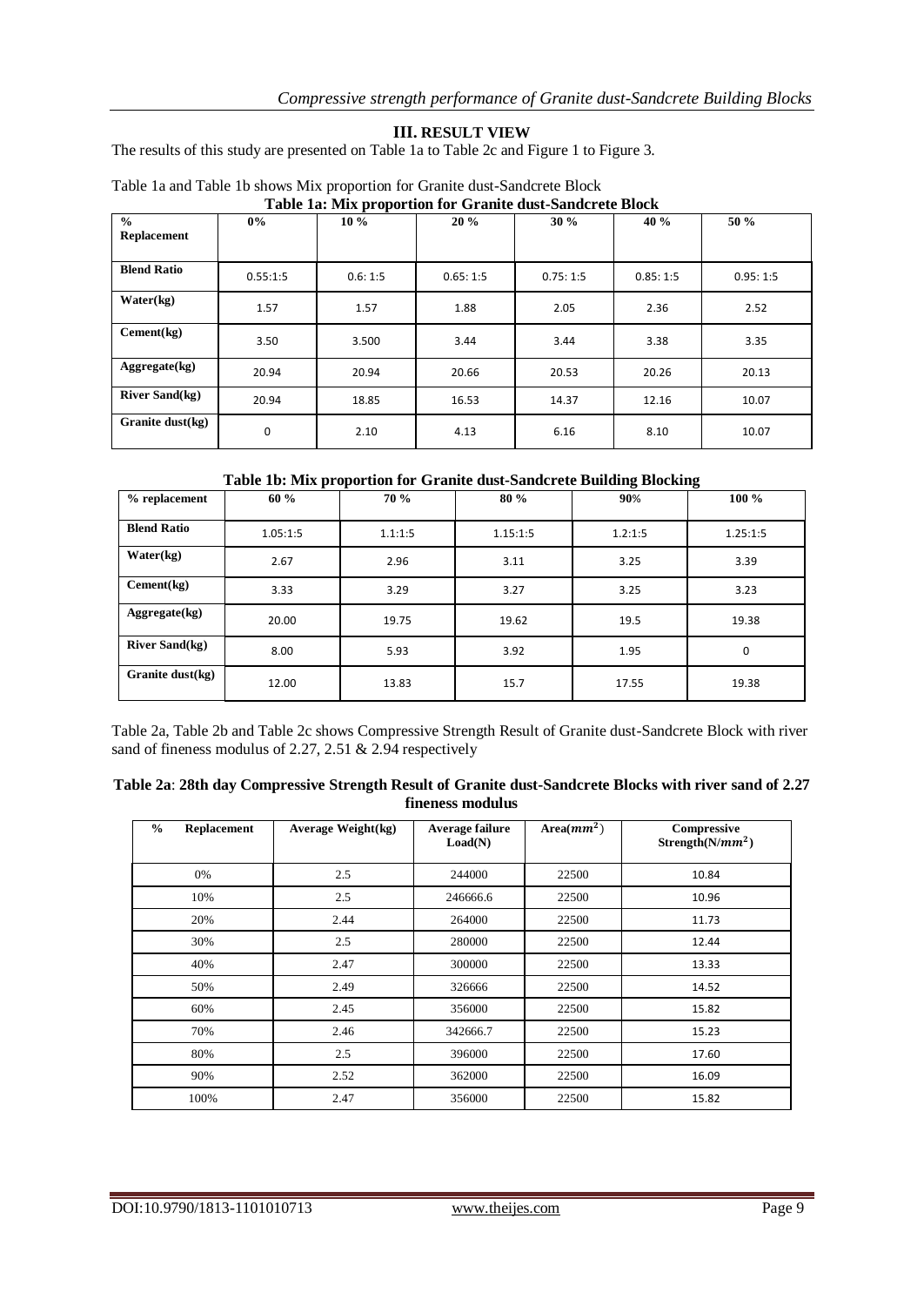## III. RESULT VIEW

The results of this study are presented on Table 1a to Table 2c and Figure 1 to Figure 3.

Table 1a and Table 1b shows Mix proportion for Granite dust-Sandcrete Block

**Table 1a: Mix proportion for Granite dust-Sandcrete Block**

| % Replacement | 0% | 10 % | 20 % | 30 % | 40 % | 50 % |
|---|---|---|---|---|---|---|
| **Blend Ratio** | 0.55:1:5 | 0.6: 1:5 | 0.65: 1:5 | 0.75: 1:5 | 0.85: 1:5 | 0.95: 1:5 |
| **Water(kg)** | 1.57 | 1.57 | 1.88 | 2.05 | 2.36 | 2.52 |
| **Cement(kg)** | 3.50 | 3.500 | 3.44 | 3.44 | 3.38 | 3.35 |
| **Aggregate(kg)** | 20.94 | 20.94 | 20.66 | 20.53 | 20.26 | 20.13 |
| **River Sand(kg)** | 20.94 | 18.85 | 16.53 | 14.37 | 12.16 | 10.07 |
| **Granite dust(kg)** | 0 | 2.10 | 4.13 | 6.16 | 8.10 | 10.07 |

**Table 1b: Mix proportion for Granite dust-Sandcrete Building Blocking**

| % replacement | 60 % | 70 % | 80 % | 90% | 100 % |
|---|---|---|---|---|---|
| **Blend Ratio** | 1.05:1:5 | 1.1:1:5 | 1.15:1:5 | 1.2:1:5 | 1.25:1:5 |
| **Water(kg)** | 2.67 | 2.96 | 3.11 | 3.25 | 3.39 |
| **Cement(kg)** | 3.33 | 3.29 | 3.27 | 3.25 | 3.23 |
| **Aggregate(kg)** | 20.00 | 19.75 | 19.62 | 19.5 | 19.38 |
| **River Sand(kg)** | 8.00 | 5.93 | 3.92 | 1.95 | 0 |
| **Granite dust(kg)** | 12.00 | 13.83 | 15.7 | 17.55 | 19.38 |

Table 2a, Table 2b and Table 2c shows Compressive Strength Result of Granite dust-Sandcrete Block with river sand of fineness modulus of 2.27, 2.51 & 2.94 respectively

**Table 2a: 28th day Compressive Strength Result of Granite dust-Sandcrete Blocks with river sand of 2.27 fineness modulus**

| % Replacement | Average Weight(kg) | Average failure Load(N) | Area($mm^2$) | Compressive Strength(N/$mm^2$) |
|---|---|---|---|---|
| 0% | 2.5 | 244000 | 22500 | 10.84 |
| 10% | 2.5 | 246666.6 | 22500 | 10.96 |
| 20% | 2.44 | 264000 | 22500 | 11.73 |
| 30% | 2.5 | 280000 | 22500 | 12.44 |
| 40% | 2.47 | 300000 | 22500 | 13.33 |
| 50% | 2.49 | 326666 | 22500 | 14.52 |
| 60% | 2.45 | 356000 | 22500 | 15.82 |
| 70% | 2.46 | 342666.7 | 22500 | 15.23 |
| 80% | 2.5 | 396000 | 22500 | 17.60 |
| 90% | 2.52 | 362000 | 22500 | 16.09 |
| 100% | 2.47 | 356000 | 22500 | 15.82 |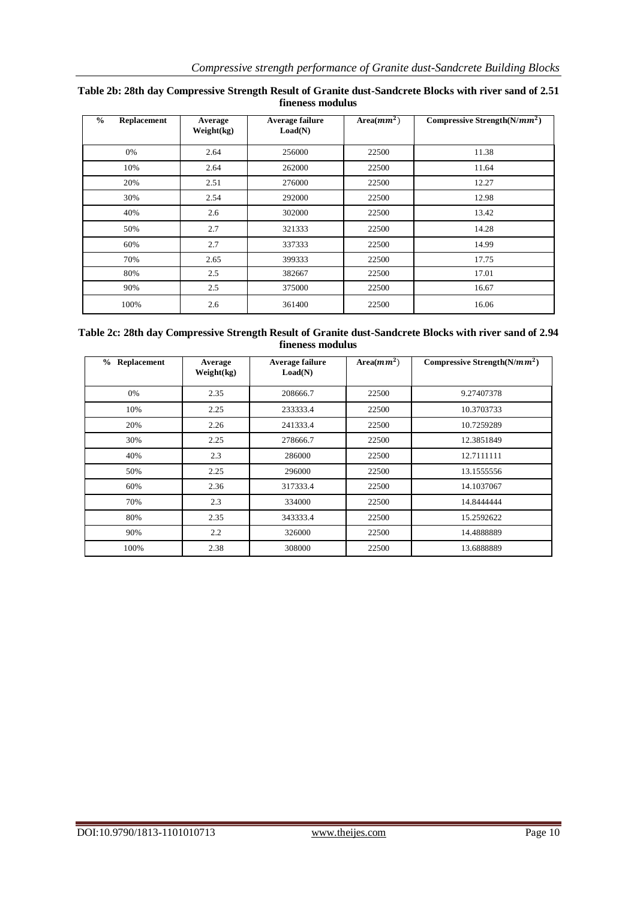**Table 2b: 28th day Compressive Strength Result of Granite dust-Sandcrete Blocks with river sand of 2.51 fineness modulus**

| % Replacement | Average Weight(kg) | Average failure Load(N) | Area($mm^2$) | Compressive Strength(N/$mm^2$) |
|---|---|---|---|---|
| 0% | 2.64 | 256000 | 22500 | 11.38 |
| 10% | 2.64 | 262000 | 22500 | 11.64 |
| 20% | 2.51 | 276000 | 22500 | 12.27 |
| 30% | 2.54 | 292000 | 22500 | 12.98 |
| 40% | 2.6 | 302000 | 22500 | 13.42 |
| 50% | 2.7 | 321333 | 22500 | 14.28 |
| 60% | 2.7 | 337333 | 22500 | 14.99 |
| 70% | 2.65 | 399333 | 22500 | 17.75 |
| 80% | 2.5 | 382667 | 22500 | 17.01 |
| 90% | 2.5 | 375000 | 22500 | 16.67 |
| 100% | 2.6 | 361400 | 22500 | 16.06 |

**Table 2c: 28th day Compressive Strength Result of Granite dust-Sandcrete Blocks with river sand of 2.94 fineness modulus**

| % Replacement | Average Weight(kg) | Average failure Load(N) | Area($mm^2$) | Compressive Strength(N/$mm^2$) |
|---|---|---|---|---|
| 0% | 2.35 | 208666.7 | 22500 | 9.27407378 |
| 10% | 2.25 | 233333.4 | 22500 | 10.3703733 |
| 20% | 2.26 | 241333.4 | 22500 | 10.7259289 |
| 30% | 2.25 | 278666.7 | 22500 | 12.3851849 |
| 40% | 2.3 | 286000 | 22500 | 12.7111111 |
| 50% | 2.25 | 296000 | 22500 | 13.1555556 |
| 60% | 2.36 | 317333.4 | 22500 | 14.1037067 |
| 70% | 2.3 | 334000 | 22500 | 14.8444444 |
| 80% | 2.35 | 343333.4 | 22500 | 15.2592622 |
| 90% | 2.2 | 326000 | 22500 | 14.4888889 |
| 100% | 2.38 | 308000 | 22500 | 13.6888889 |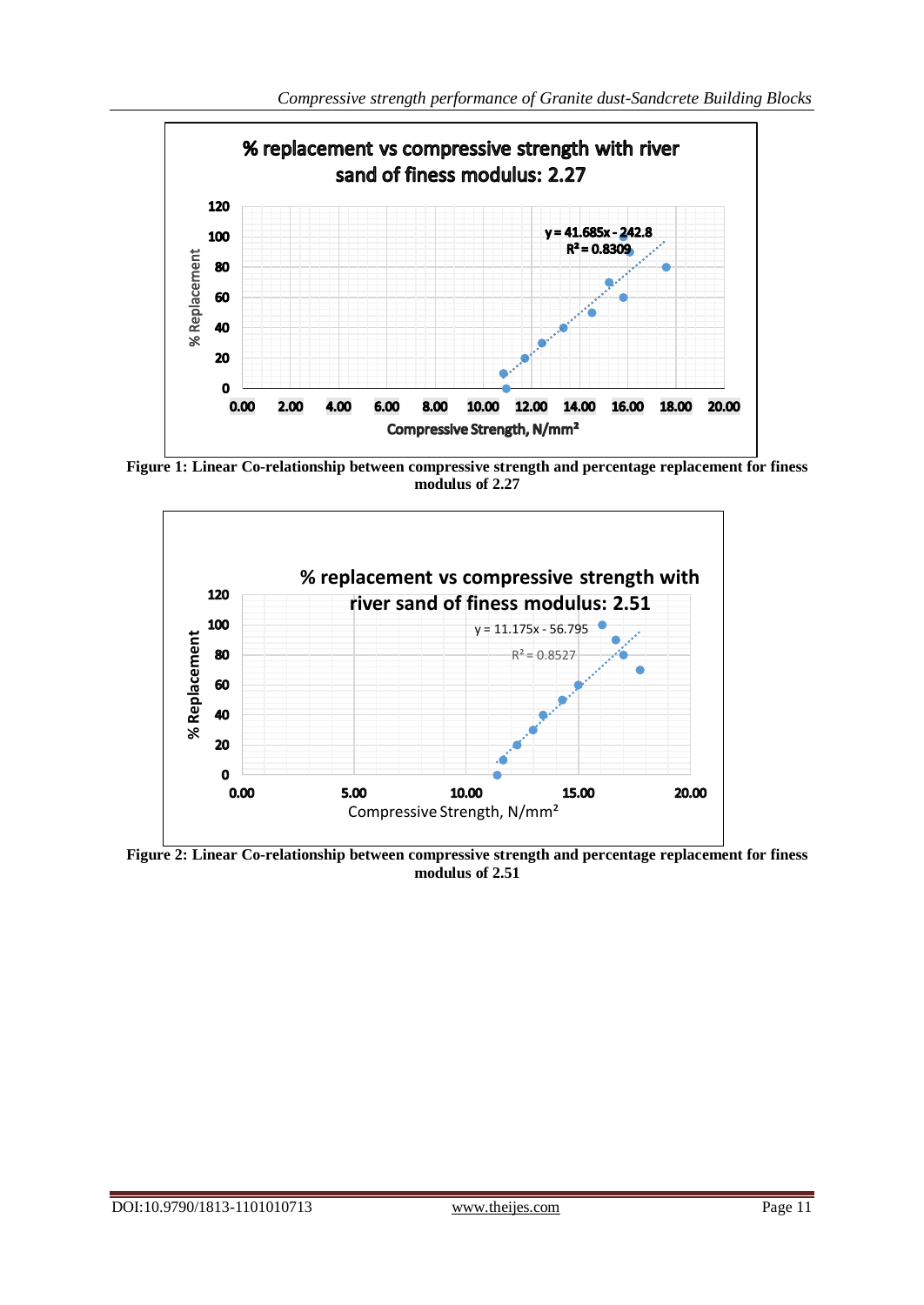**Figure 1: Linear Co-relationship between compressive strength and percentage replacement for finess modulus of 2.27**

**Figure 2: Linear Co-relationship between compressive strength and percentage replacement for finess modulus of 2.51**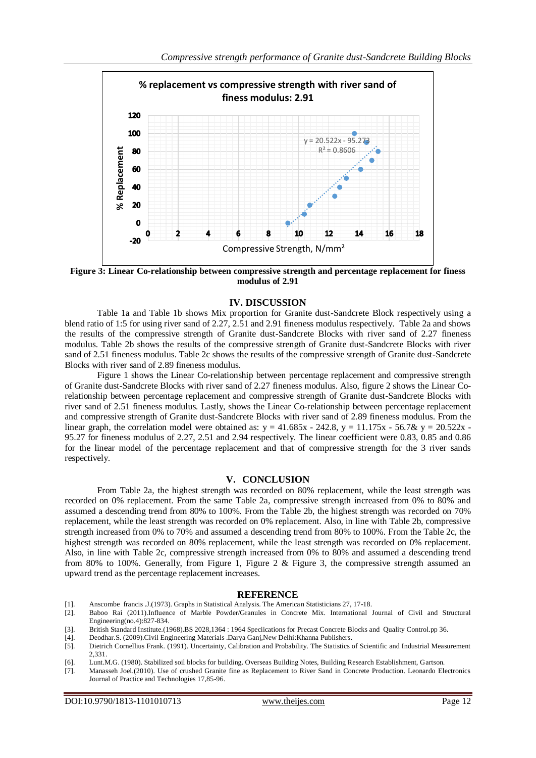Figure 3: Linear Co-relationship between compressive strength and percentage replacement for finess modulus of 2.91

## IV. DISCUSSION

Table 1a and Table 1b shows Mix proportion for Granite dust-Sandcrete Block respectively using a blend ratio of 1:5 for using river sand of 2.27, 2.51 and 2.91 fineness modulus respectively. Table 2a and shows the results of the compressive strength of Granite dust-Sandcrete Blocks with river sand of 2.27 fineness modulus. Table 2b shows the results of the compressive strength of Granite dust-Sandcrete Blocks with river sand of 2.51 fineness modulus. Table 2c shows the results of the compressive strength of Granite dust-Sandcrete Blocks with river sand of 2.89 fineness modulus.

Figure 1 shows the Linear Co-relationship between percentage replacement and compressive strength of Granite dust-Sandcrete Blocks with river sand of 2.27 fineness modulus. Also, figure 2 shows the Linear Co-relationship between percentage replacement and compressive strength of Granite dust-Sandcrete Blocks with river sand of 2.51 fineness modulus. Lastly, shows the Linear Co-relationship between percentage replacement and compressive strength of Granite dust-Sandcrete Blocks with river sand of 2.89 fineness modulus. From the linear graph, the correlation model were obtained as: $y = 41.685x - 242.8$, $y = 11.175x - 56.7$& $y = 20.522x - 95.27$ for fineness modulus of 2.27, 2.51 and 2.94 respectively. The linear coefficient were 0.83, 0.85 and 0.86 for the linear model of the percentage replacement and that of compressive strength for the 3 river sands respectively.

## V. CONCLUSION

From Table 2a, the highest strength was recorded on 80% replacement, while the least strength was recorded on 0% replacement. From the same Table 2a, compressive strength increased from 0% to 80% and assumed a descending trend from 80% to 100%. From the Table 2b, the highest strength was recorded on 70% replacement, while the least strength was recorded on 0% replacement. Also, in line with Table 2b, compressive strength increased from 0% to 70% and assumed a descending trend from 80% to 100%. From the Table 2c, the highest strength was recorded on 80% replacement, while the least strength was recorded on 0% replacement. Also, in line with Table 2c, compressive strength increased from 0% to 80% and assumed a descending trend from 80% to 100%. Generally, from Figure 1, Figure 2 & Figure 3, the compressive strength assumed an upward trend as the percentage replacement increases.

## REFERENCE

[1]. Anscombe francis .J.(1973). Graphs in Statistical Analysis. The American Statisticians 27, 17-18.

[2]. Baboo Rai (2011).Influence of Marble Powder/Granules in Concrete Mix. International Journal of Civil and Structural Engineering(no.4):827-834.

[3]. British Standard Institute.(1968).BS 2028,1364 : 1964 Speciications for Precast Concrete Blocks and Quality Control.pp 36.

[4]. Deodhar.S. (2009).Civil Engineering Materials .Darya Ganj,New Delhi:Khanna Publishers.

[5]. Dietrich Cornellius Frank. (1991). Uncertainty, Calibration and Probability. The Statistics of Scientific and Industrial Measurement 2,331.

[6]. Lunt.M.G. (1980). Stabilized soil blocks for building. Overseas Building Notes, Building Research Establishment, Gartson.

[7]. Manasseh Joel.(2010). Use of crushed Granite fine as Replacement to River Sand in Concrete Production. Leonardo Electronics Journal of Practice and Technologies 17,85-96.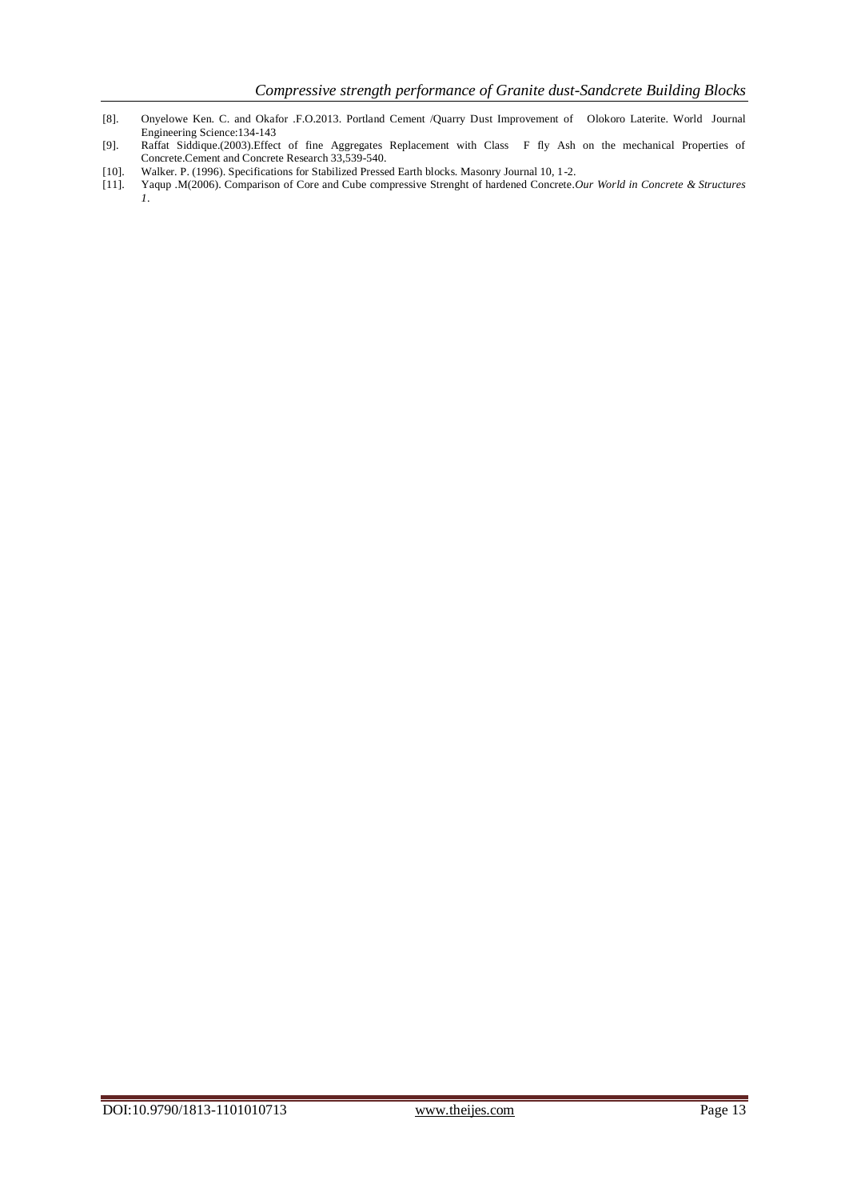[8]. Onyelowe Ken. C. and Okafor .F.O.2013. Portland Cement /Quarry Dust Improvement of Olokoro Laterite. World Journal Engineering Science:134-143

[9]. Raffat Siddique.(2003).Effect of fine Aggregates Replacement with Class F fly Ash on the mechanical Properties of Concrete.Cement and Concrete Research 33,539-540.

[10]. Walker. P. (1996). Specifications for Stabilized Pressed Earth blocks. Masonry Journal 10, 1-2.

[11]. Yaqup .M(2006). Comparison of Core and Cube compressive Strenght of hardened Concrete.*Our World in Concrete & Structures 1*.